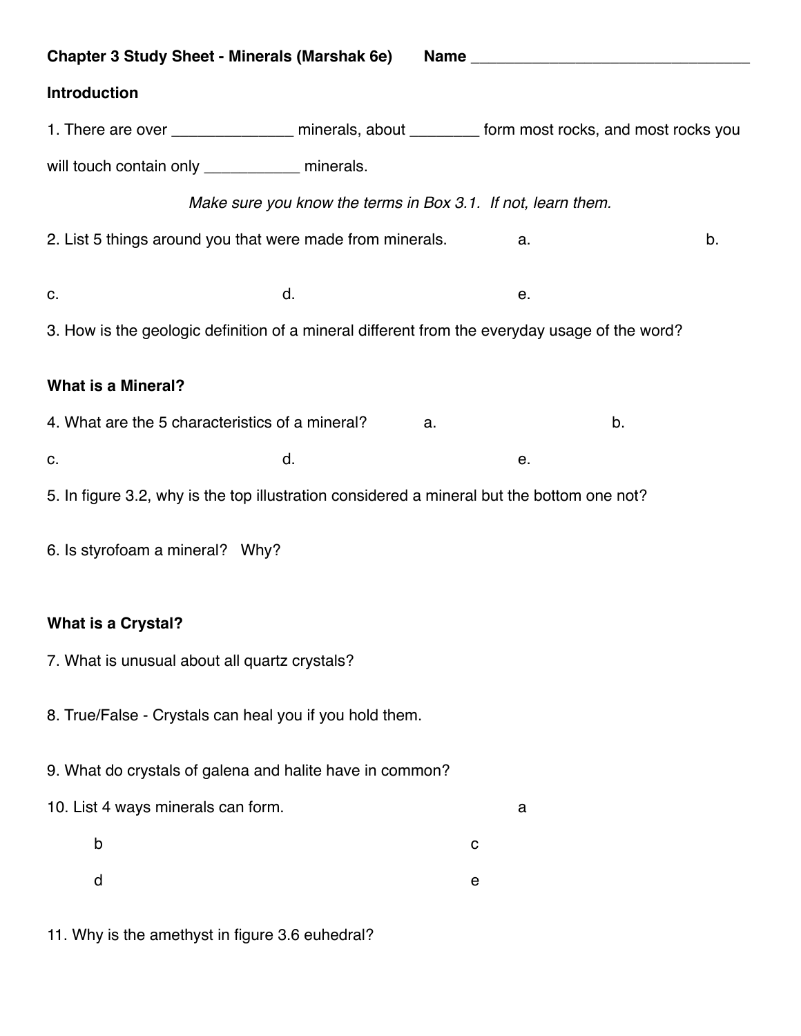**Chapter 3 Study Sheet - Minerals (Marshak 6e)** **Name** ________________________________

**Introduction**

1. There are over ______________ minerals, about ________ form most rocks, and most rocks you will touch contain only ___________ minerals.

*Make sure you know the terms in Box 3.1. If not, learn them.*

2. List 5 things around you that were made from minerals. a. b.

c. d. e.

3. How is the geologic definition of a mineral different from the everyday usage of the word?

**What is a Mineral?**

4. What are the 5 characteristics of a mineral? a. b.

c. d. e.

5. In figure 3.2, why is the top illustration considered a mineral but the bottom one not?

6. Is styrofoam a mineral? Why?

**What is a Crystal?**

7. What is unusual about all quartz crystals?

8. True/False - Crystals can heal you if you hold them.

9. What do crystals of galena and halite have in common?

10. List 4 ways minerals can form. a

b c

d e

11. Why is the amethyst in figure 3.6 euhedral?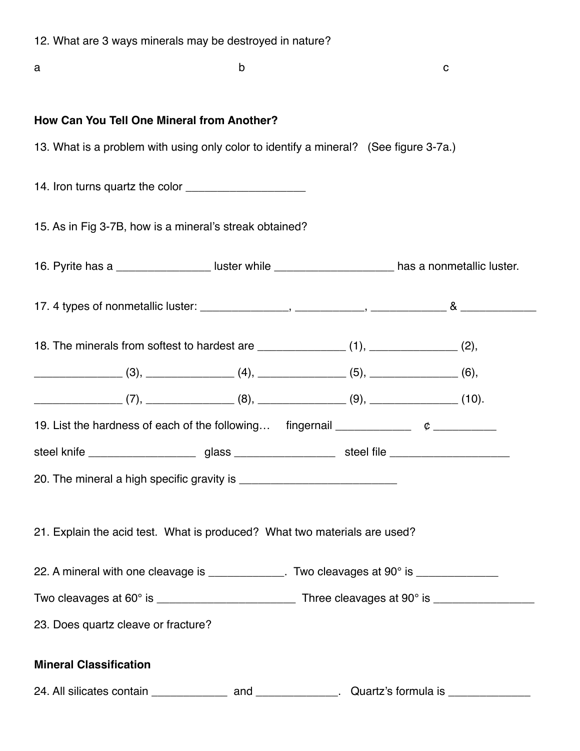12. What are 3 ways minerals may be destroyed in nature?

a b c

**How Can You Tell One Mineral from Another?**

13. What is a problem with using only color to identify a mineral? (See figure 3-7a.)

14. Iron turns quartz the color ___________________

15. As in Fig 3-7B, how is a mineral's streak obtained?

16. Pyrite has a _______________ luster while ___________________ has a nonmetallic luster.

17. 4 types of nonmetallic luster: ______________, ___________, ____________ & ____________

18. The minerals from softest to hardest are ______________ (1), ______________ (2), ______________ (3), ______________ (4), ______________ (5), ______________ (6), ______________ (7), ______________ (8), ______________ (9), ______________ (10).

19. List the hardness of each of the following… fingernail ____________ ¢ __________ steel knife _________________ glass ________________ steel file ___________________

20. The mineral a high specific gravity is _________________________

21. Explain the acid test. What is produced? What two materials are used?

22. A mineral with one cleavage is ____________. Two cleavages at 90° is _____________ Two cleavages at 60° is ______________________ Three cleavages at 90° is ________________

23. Does quartz cleave or fracture?

**Mineral Classification**

24. All silicates contain ____________ and _____________. Quartz's formula is _____________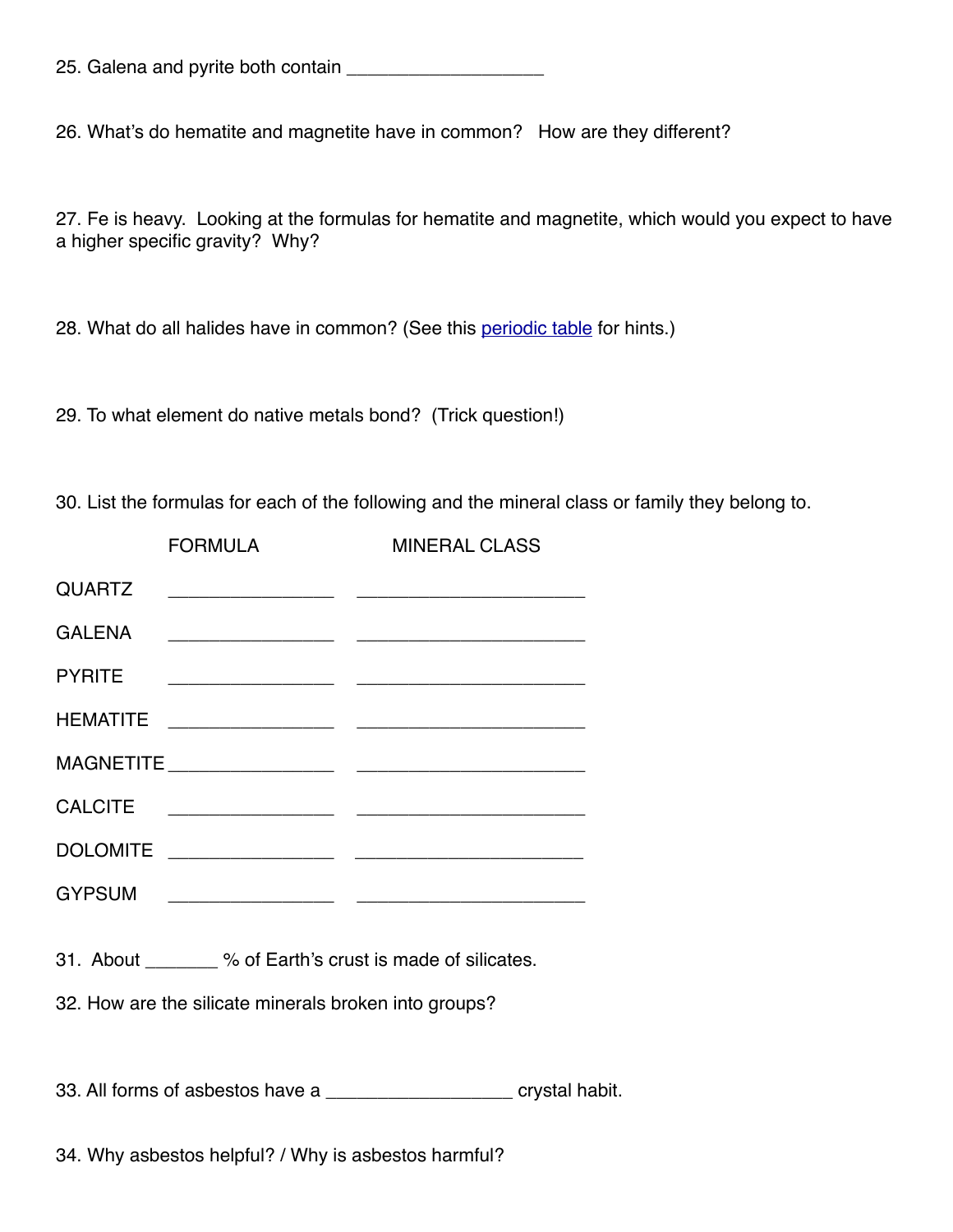25. Galena and pyrite both contain ___________________

26. What's do hematite and magnetite have in common?   How are they different?

27. Fe is heavy.  Looking at the formulas for hematite and magnetite, which would you expect to have a higher specific gravity?  Why?

28. What do all halides have in common? (See this [periodic table] for hints.)

29. To what element do native metals bond?  (Trick question!)

30. List the formulas for each of the following and the mineral class or family they belong to.

| | FORMULA | MINERAL CLASS |
|---|---|---|
| QUARTZ | ________________ | ______________________ |
| GALENA | ________________ | ______________________ |
| PYRITE | ________________ | ______________________ |
| HEMATITE | ________________ | ______________________ |
| MAGNETITE | ________________ | ______________________ |
| CALCITE | ________________ | ______________________ |
| DOLOMITE | ________________ | ______________________ |
| GYPSUM | ________________ | ______________________ |

31.  About _______ % of Earth's crust is made of silicates.

32. How are the silicate minerals broken into groups?

33. All forms of asbestos have a __________________ crystal habit.

34. Why asbestos helpful? / Why is asbestos harmful?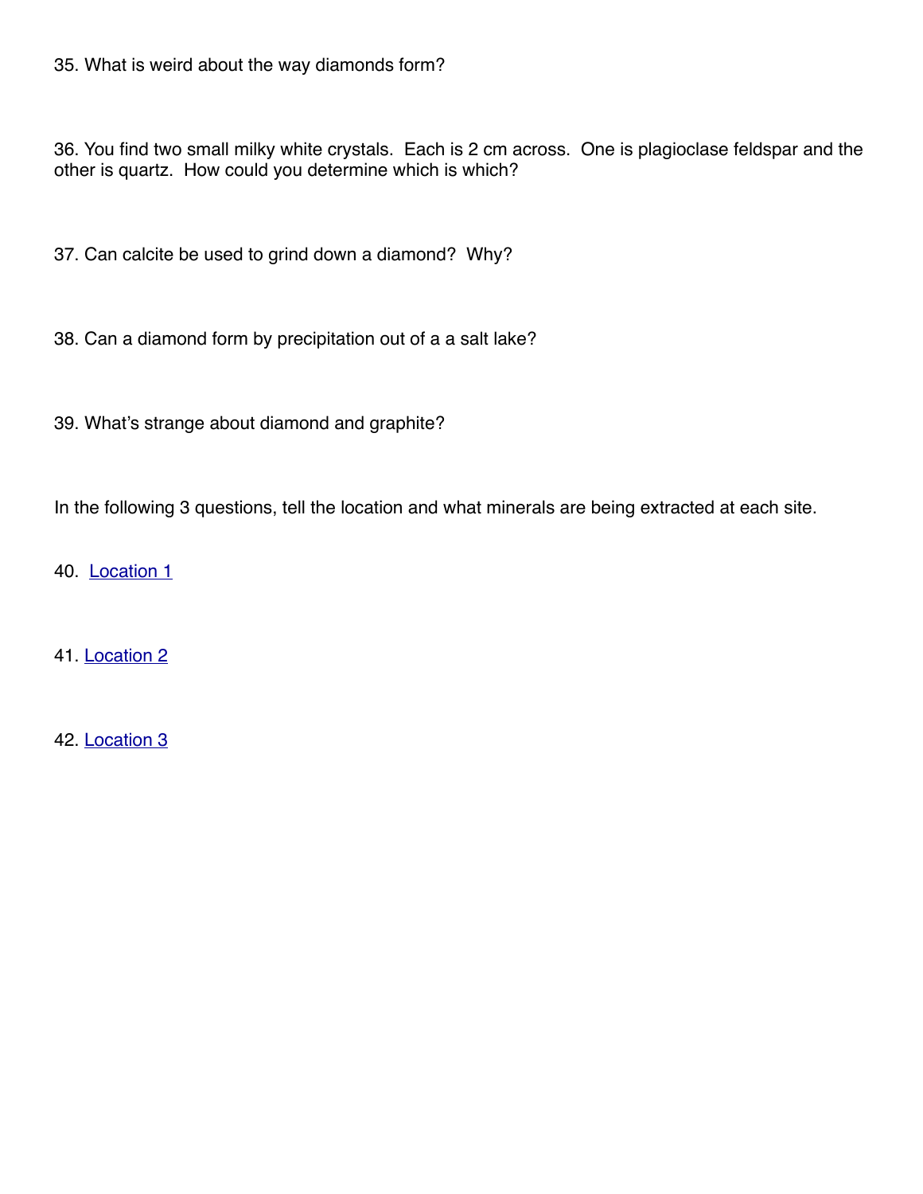35. What is weird about the way diamonds form?

36. You find two small milky white crystals. Each is 2 cm across. One is plagioclase feldspar and the other is quartz. How could you determine which is which?

37. Can calcite be used to grind down a diamond? Why?

38. Can a diamond form by precipitation out of a a salt lake?

39. What's strange about diamond and graphite?

In the following 3 questions, tell the location and what minerals are being extracted at each site.

40. Location 1

41. Location 2

42. Location 3